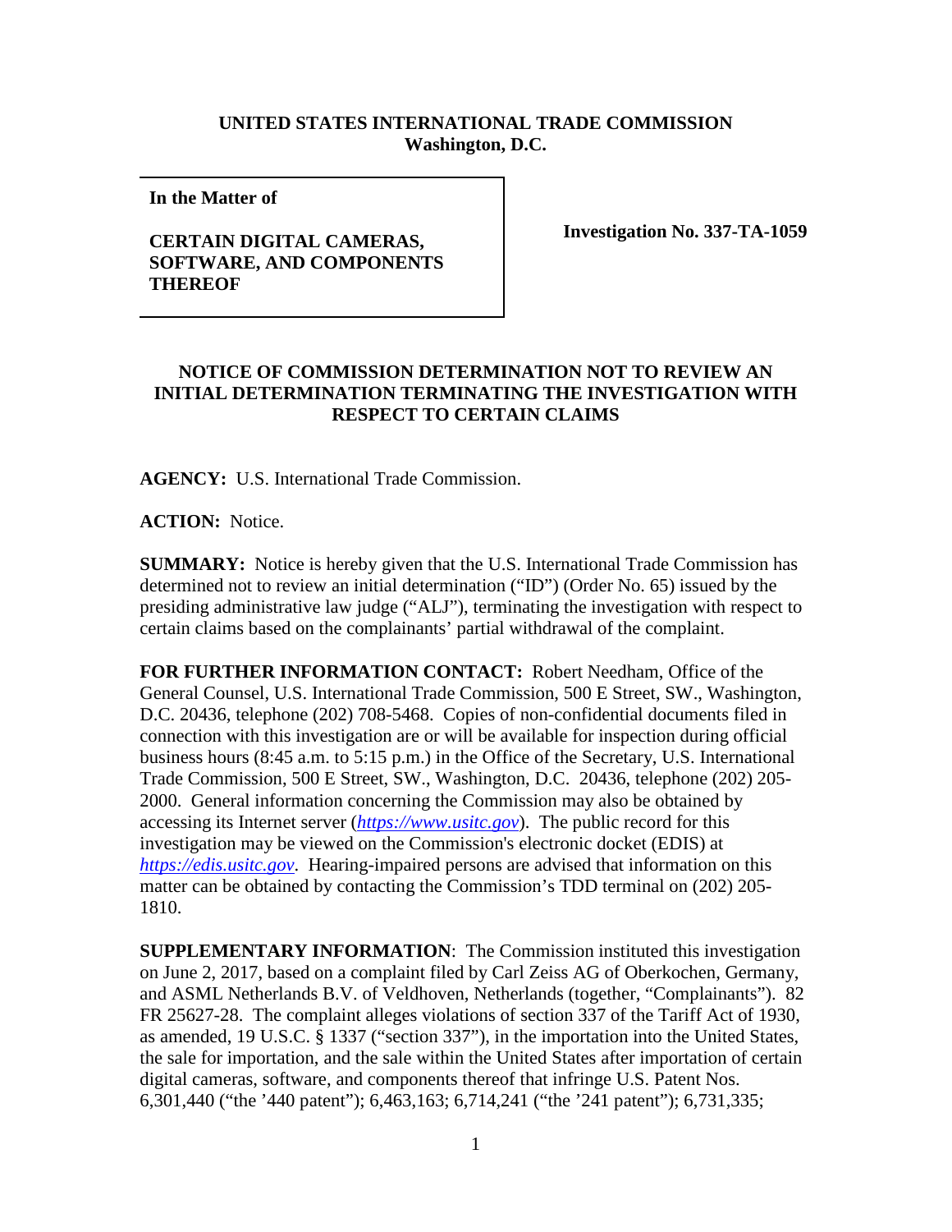**UNITED STATES INTERNATIONAL TRADE COMMISSION**
**Washington, D.C.**

| In the Matter of<br><br>**CERTAIN DIGITAL CAMERAS, SOFTWARE, AND COMPONENTS THEREOF** | **Investigation No. 337-TA-1059** |
|---|---|

## NOTICE OF COMMISSION DETERMINATION NOT TO REVIEW AN INITIAL DETERMINATION TERMINATING THE INVESTIGATION WITH RESPECT TO CERTAIN CLAIMS

**AGENCY:** U.S. International Trade Commission.

**ACTION:** Notice.

**SUMMARY:** Notice is hereby given that the U.S. International Trade Commission has determined not to review an initial determination ("ID") (Order No. 65) issued by the presiding administrative law judge ("ALJ"), terminating the investigation with respect to certain claims based on the complainants' partial withdrawal of the complaint.

**FOR FURTHER INFORMATION CONTACT:** Robert Needham, Office of the General Counsel, U.S. International Trade Commission, 500 E Street, SW., Washington, D.C. 20436, telephone (202) 708-5468. Copies of non-confidential documents filed in connection with this investigation are or will be available for inspection during official business hours (8:45 a.m. to 5:15 p.m.) in the Office of the Secretary, U.S. International Trade Commission, 500 E Street, SW., Washington, D.C. 20436, telephone (202) 205-2000. General information concerning the Commission may also be obtained by accessing its Internet server (*https://www.usitc.gov*). The public record for this investigation may be viewed on the Commission's electronic docket (EDIS) at *https://edis.usitc.gov*. Hearing-impaired persons are advised that information on this matter can be obtained by contacting the Commission's TDD terminal on (202) 205-1810.

**SUPPLEMENTARY INFORMATION**: The Commission instituted this investigation on June 2, 2017, based on a complaint filed by Carl Zeiss AG of Oberkochen, Germany, and ASML Netherlands B.V. of Veldhoven, Netherlands (together, "Complainants"). 82 FR 25627-28. The complaint alleges violations of section 337 of the Tariff Act of 1930, as amended, 19 U.S.C. § 1337 ("section 337"), in the importation into the United States, the sale for importation, and the sale within the United States after importation of certain digital cameras, software, and components thereof that infringe U.S. Patent Nos. 6,301,440 ("the '440 patent"); 6,463,163; 6,714,241 ("the '241 patent"); 6,731,335;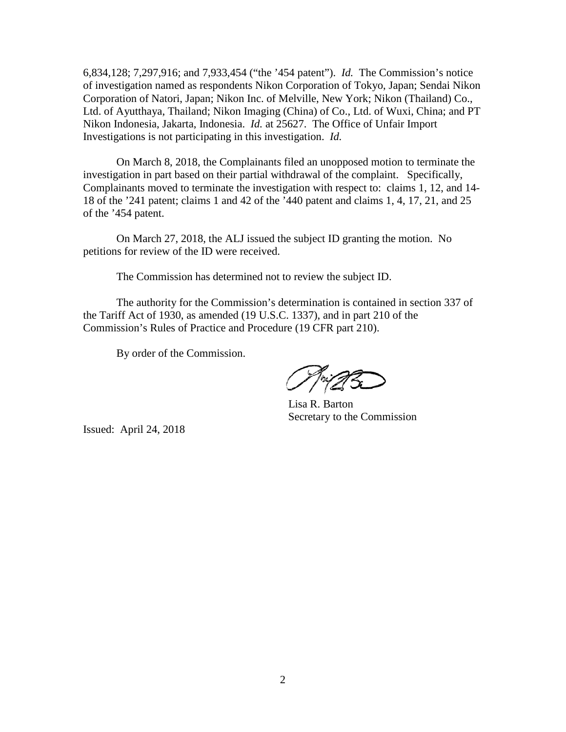6,834,128; 7,297,916; and 7,933,454 ("the '454 patent"). *Id.* The Commission's notice of investigation named as respondents Nikon Corporation of Tokyo, Japan; Sendai Nikon Corporation of Natori, Japan; Nikon Inc. of Melville, New York; Nikon (Thailand) Co., Ltd. of Ayutthaya, Thailand; Nikon Imaging (China) of Co., Ltd. of Wuxi, China; and PT Nikon Indonesia, Jakarta, Indonesia. *Id.* at 25627. The Office of Unfair Import Investigations is not participating in this investigation. *Id.*

On March 8, 2018, the Complainants filed an unopposed motion to terminate the investigation in part based on their partial withdrawal of the complaint. Specifically, Complainants moved to terminate the investigation with respect to: claims 1, 12, and 14-18 of the '241 patent; claims 1 and 42 of the '440 patent and claims 1, 4, 17, 21, and 25 of the '454 patent.

On March 27, 2018, the ALJ issued the subject ID granting the motion. No petitions for review of the ID were received.

The Commission has determined not to review the subject ID.

The authority for the Commission's determination is contained in section 337 of the Tariff Act of 1930, as amended (19 U.S.C. 1337), and in part 210 of the Commission's Rules of Practice and Procedure (19 CFR part 210).

By order of the Commission.

Lisa R. Barton
Secretary to the Commission

Issued: April 24, 2018